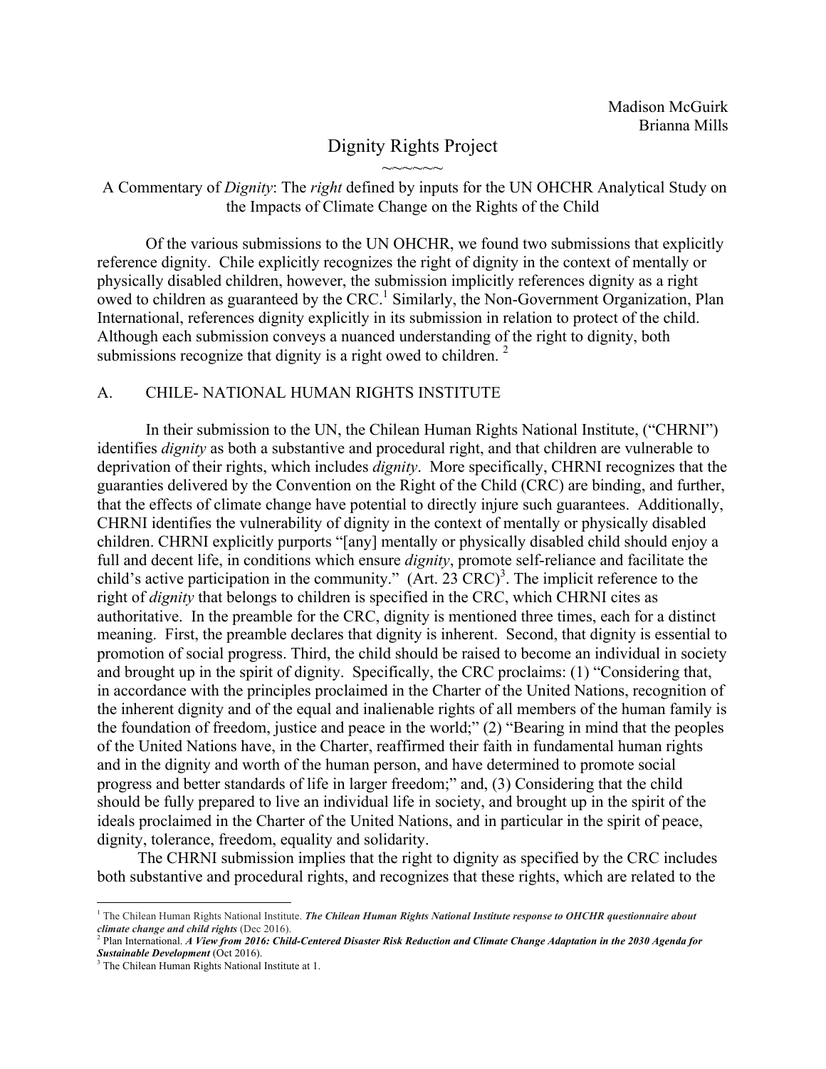Madison McGuirk
Brianna Mills

# Dignity Rights Project

~~~~~~

A Commentary of *Dignity*: The *right* defined by inputs for the UN OHCHR Analytical Study on the Impacts of Climate Change on the Rights of the Child

Of the various submissions to the UN OHCHR, we found two submissions that explicitly reference dignity. Chile explicitly recognizes the right of dignity in the context of mentally or physically disabled children, however, the submission implicitly references dignity as a right owed to children as guaranteed by the CRC.[1] Similarly, the Non-Government Organization, Plan International, references dignity explicitly in its submission in relation to protect of the child. Although each submission conveys a nuanced understanding of the right to dignity, both submissions recognize that dignity is a right owed to children. [2]

## A. CHILE- NATIONAL HUMAN RIGHTS INSTITUTE

In their submission to the UN, the Chilean Human Rights National Institute, ("CHRNI") identifies *dignity* as both a substantive and procedural right, and that children are vulnerable to deprivation of their rights, which includes *dignity*. More specifically, CHRNI recognizes that the guaranties delivered by the Convention on the Right of the Child (CRC) are binding, and further, that the effects of climate change have potential to directly injure such guarantees. Additionally, CHRNI identifies the vulnerability of dignity in the context of mentally or physically disabled children. CHRNI explicitly purports "[any] mentally or physically disabled child should enjoy a full and decent life, in conditions which ensure *dignity*, promote self-reliance and facilitate the child's active participation in the community." (Art. 23 CRC)[3]. The implicit reference to the right of *dignity* that belongs to children is specified in the CRC, which CHRNI cites as authoritative. In the preamble for the CRC, dignity is mentioned three times, each for a distinct meaning. First, the preamble declares that dignity is inherent. Second, that dignity is essential to promotion of social progress. Third, the child should be raised to become an individual in society and brought up in the spirit of dignity. Specifically, the CRC proclaims: (1) "Considering that, in accordance with the principles proclaimed in the Charter of the United Nations, recognition of the inherent dignity and of the equal and inalienable rights of all members of the human family is the foundation of freedom, justice and peace in the world;" (2) "Bearing in mind that the peoples of the United Nations have, in the Charter, reaffirmed their faith in fundamental human rights and in the dignity and worth of the human person, and have determined to promote social progress and better standards of life in larger freedom;" and, (3) Considering that the child should be fully prepared to live an individual life in society, and brought up in the spirit of the ideals proclaimed in the Charter of the United Nations, and in particular in the spirit of peace, dignity, tolerance, freedom, equality and solidarity.

The CHRNI submission implies that the right to dignity as specified by the CRC includes both substantive and procedural rights, and recognizes that these rights, which are related to the

---

[1] The Chilean Human Rights National Institute. ***The Chilean Human Rights National Institute response to OHCHR questionnaire about climate change and child rights*** (Dec 2016).

[2] Plan International. ***A View from 2016: Child-Centered Disaster Risk Reduction and Climate Change Adaptation in the 2030 Agenda for Sustainable Development*** (Oct 2016).

[3] The Chilean Human Rights National Institute at 1.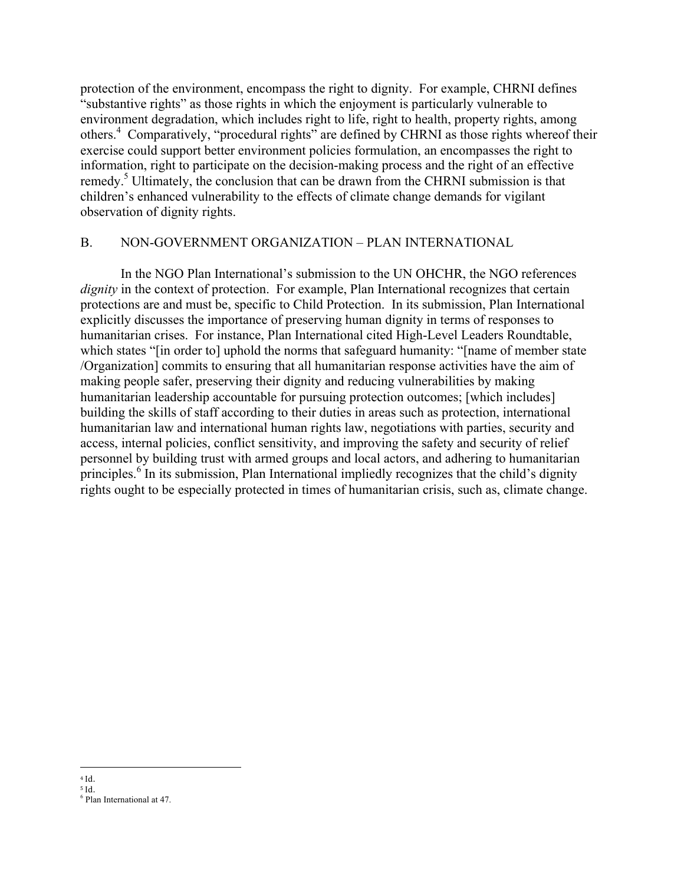protection of the environment, encompass the right to dignity. For example, CHRNI defines "substantive rights" as those rights in which the enjoyment is particularly vulnerable to environment degradation, which includes right to life, right to health, property rights, among others.[4] Comparatively, "procedural rights" are defined by CHRNI as those rights whereof their exercise could support better environment policies formulation, an encompasses the right to information, right to participate on the decision-making process and the right of an effective remedy.[5] Ultimately, the conclusion that can be drawn from the CHRNI submission is that children's enhanced vulnerability to the effects of climate change demands for vigilant observation of dignity rights.

## B. NON-GOVERNMENT ORGANIZATION – PLAN INTERNATIONAL

In the NGO Plan International's submission to the UN OHCHR, the NGO references *dignity* in the context of protection. For example, Plan International recognizes that certain protections are and must be, specific to Child Protection. In its submission, Plan International explicitly discusses the importance of preserving human dignity in terms of responses to humanitarian crises. For instance, Plan International cited High-Level Leaders Roundtable, which states "[in order to] uphold the norms that safeguard humanity: "[name of member state /Organization] commits to ensuring that all humanitarian response activities have the aim of making people safer, preserving their dignity and reducing vulnerabilities by making humanitarian leadership accountable for pursuing protection outcomes; [which includes] building the skills of staff according to their duties in areas such as protection, international humanitarian law and international human rights law, negotiations with parties, security and access, internal policies, conflict sensitivity, and improving the safety and security of relief personnel by building trust with armed groups and local actors, and adhering to humanitarian principles.[6] In its submission, Plan International impliedly recognizes that the child's dignity rights ought to be especially protected in times of humanitarian crisis, such as, climate change.

---

[4] Id.
[5] Id.
[6] Plan International at 47.